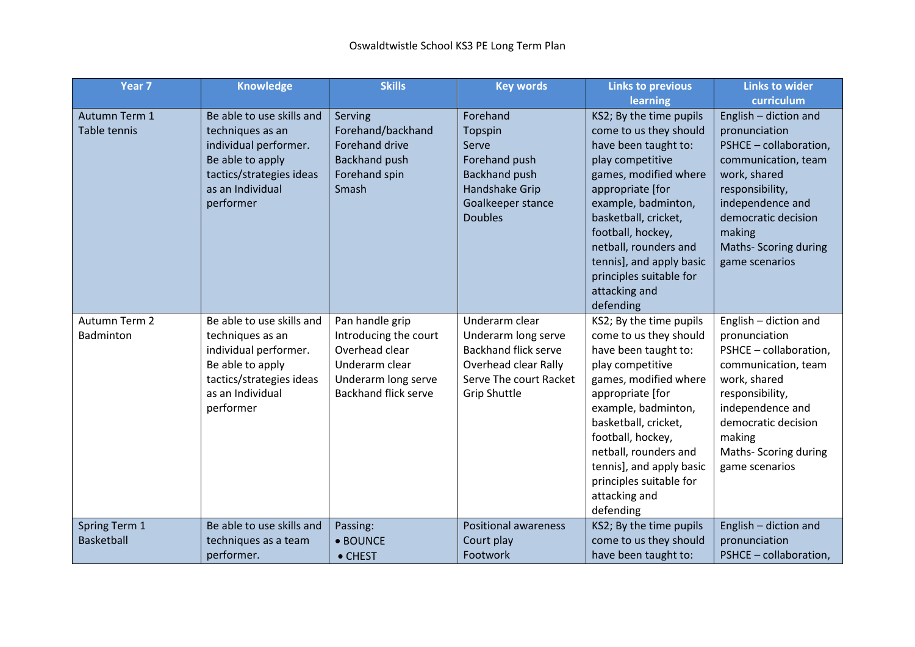Oswaldtwistle School KS3 PE Long Term Plan

| Year 7 | Knowledge | Skills | Key words | Links to previous learning | Links to wider curriculum |
|---|---|---|---|---|---|
| Autumn Term 1<br>Table tennis | Be able to use skills and techniques as an individual performer.<br>Be able to apply tactics/strategies ideas as an Individual performer | Serving<br>Forehand/backhand<br>Forehand drive<br>Backhand push<br>Forehand spin<br>Smash | Forehand<br>Topspin<br>Serve<br>Forehand push<br>Backhand push<br>Handshake Grip<br>Goalkeeper stance<br>Doubles | KS2; By the time pupils come to us they should have been taught to: play competitive games, modified where appropriate [for example, badminton, basketball, cricket, football, hockey, netball, rounders and tennis], and apply basic principles suitable for attacking and defending | English – diction and pronunciation<br>PSHCE – collaboration, communication, team work, shared responsibility, independence and democratic decision making<br>Maths- Scoring during game scenarios |
| Autumn Term 2<br>Badminton | Be able to use skills and techniques as an individual performer.<br>Be able to apply tactics/strategies ideas as an Individual performer | Pan handle grip<br>Introducing the court<br>Overhead clear<br>Underarm clear<br>Underarm long serve<br>Backhand flick serve | Underarm clear<br>Underarm long serve<br>Backhand flick serve<br>Overhead clear Rally<br>Serve The court Racket<br>Grip Shuttle | KS2; By the time pupils come to us they should have been taught to: play competitive games, modified where appropriate [for example, badminton, basketball, cricket, football, hockey, netball, rounders and tennis], and apply basic principles suitable for attacking and defending | English – diction and pronunciation<br>PSHCE – collaboration, communication, team work, shared responsibility, independence and democratic decision making<br>Maths- Scoring during game scenarios |
| Spring Term 1<br>Basketball | Be able to use skills and techniques as a team performer. | Passing:<br>• BOUNCE<br>• CHEST | Positional awareness<br>Court play<br>Footwork | KS2; By the time pupils come to us they should have been taught to: | English – diction and pronunciation<br>PSHCE – collaboration, |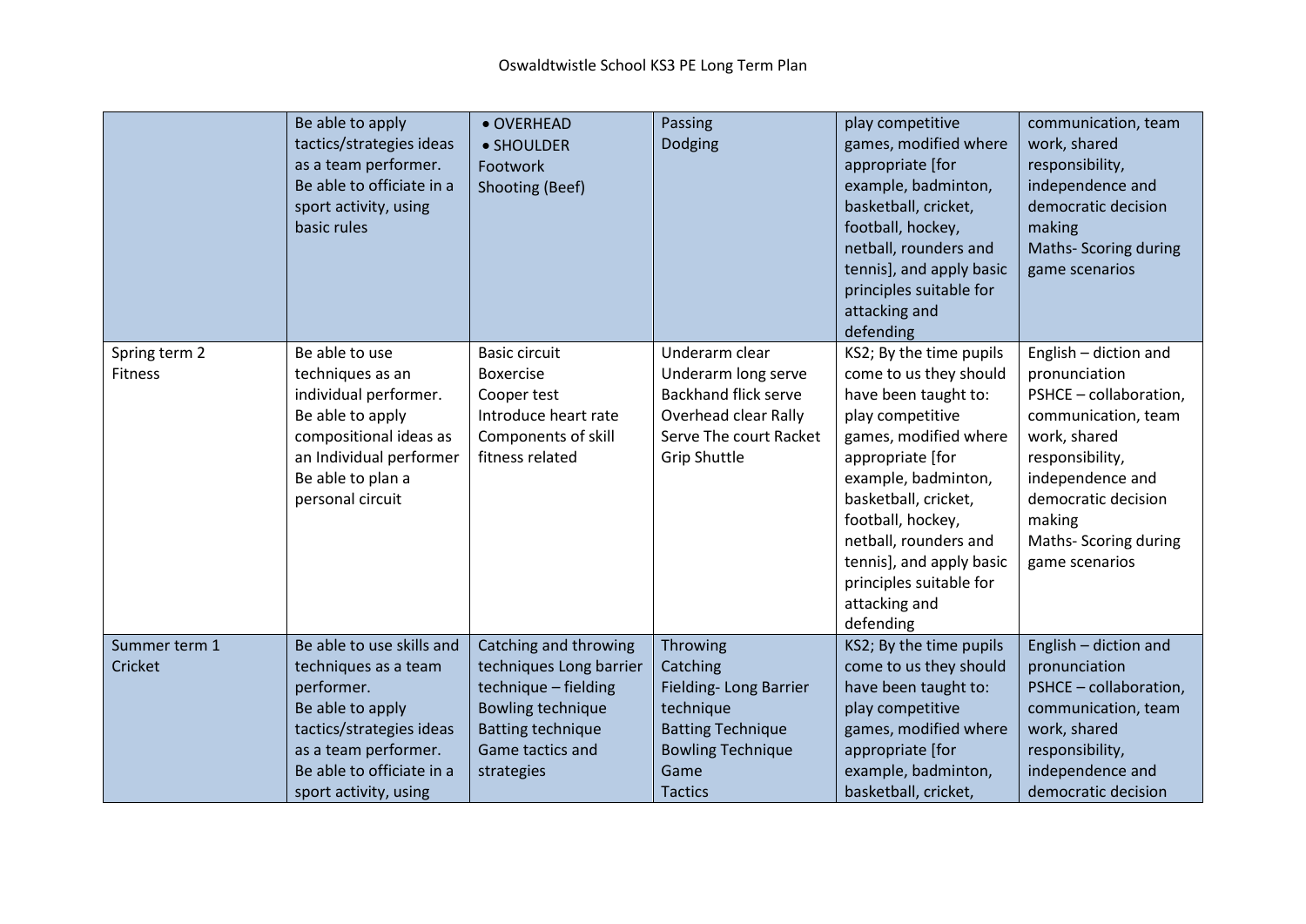Oswaldtwistle School KS3 PE Long Term Plan

| | | | | | |
|---|---|---|---|---|---|
| | Be able to apply tactics/strategies ideas as a team performer.<br>Be able to officiate in a sport activity, using basic rules | • OVERHEAD<br>• SHOULDER<br>Footwork<br>Shooting (Beef) | Passing<br>Dodging | play competitive games, modified where appropriate [for example, badminton, basketball, cricket, football, hockey, netball, rounders and tennis], and apply basic principles suitable for attacking and defending | communication, team work, shared responsibility, independence and democratic decision making<br>Maths- Scoring during game scenarios |
| Spring term 2<br>Fitness | Be able to use techniques as an individual performer.<br>Be able to apply compositional ideas as an Individual performer<br>Be able to plan a personal circuit | Basic circuit<br>Boxercise<br>Cooper test<br>Introduce heart rate<br>Components of skill fitness related | Underarm clear<br>Underarm long serve<br>Backhand flick serve<br>Overhead clear Rally<br>Serve The court Racket Grip Shuttle | KS2; By the time pupils come to us they should have been taught to: play competitive games, modified where appropriate [for example, badminton, basketball, cricket, football, hockey, netball, rounders and tennis], and apply basic principles suitable for attacking and defending | English – diction and pronunciation<br>PSHCE – collaboration, communication, team work, shared responsibility, independence and democratic decision making<br>Maths- Scoring during game scenarios |
| Summer term 1<br>Cricket | Be able to use skills and techniques as a team performer.<br>Be able to apply tactics/strategies ideas as a team performer.<br>Be able to officiate in a sport activity, using | Catching and throwing techniques Long barrier technique – fielding<br>Bowling technique<br>Batting technique<br>Game tactics and strategies | Throwing<br>Catching<br>Fielding- Long Barrier technique<br>Batting Technique<br>Bowling Technique<br>Game<br>Tactics | KS2; By the time pupils come to us they should have been taught to: play competitive games, modified where appropriate [for example, badminton, basketball, cricket, | English – diction and pronunciation<br>PSHCE – collaboration, communication, team work, shared responsibility, independence and democratic decision |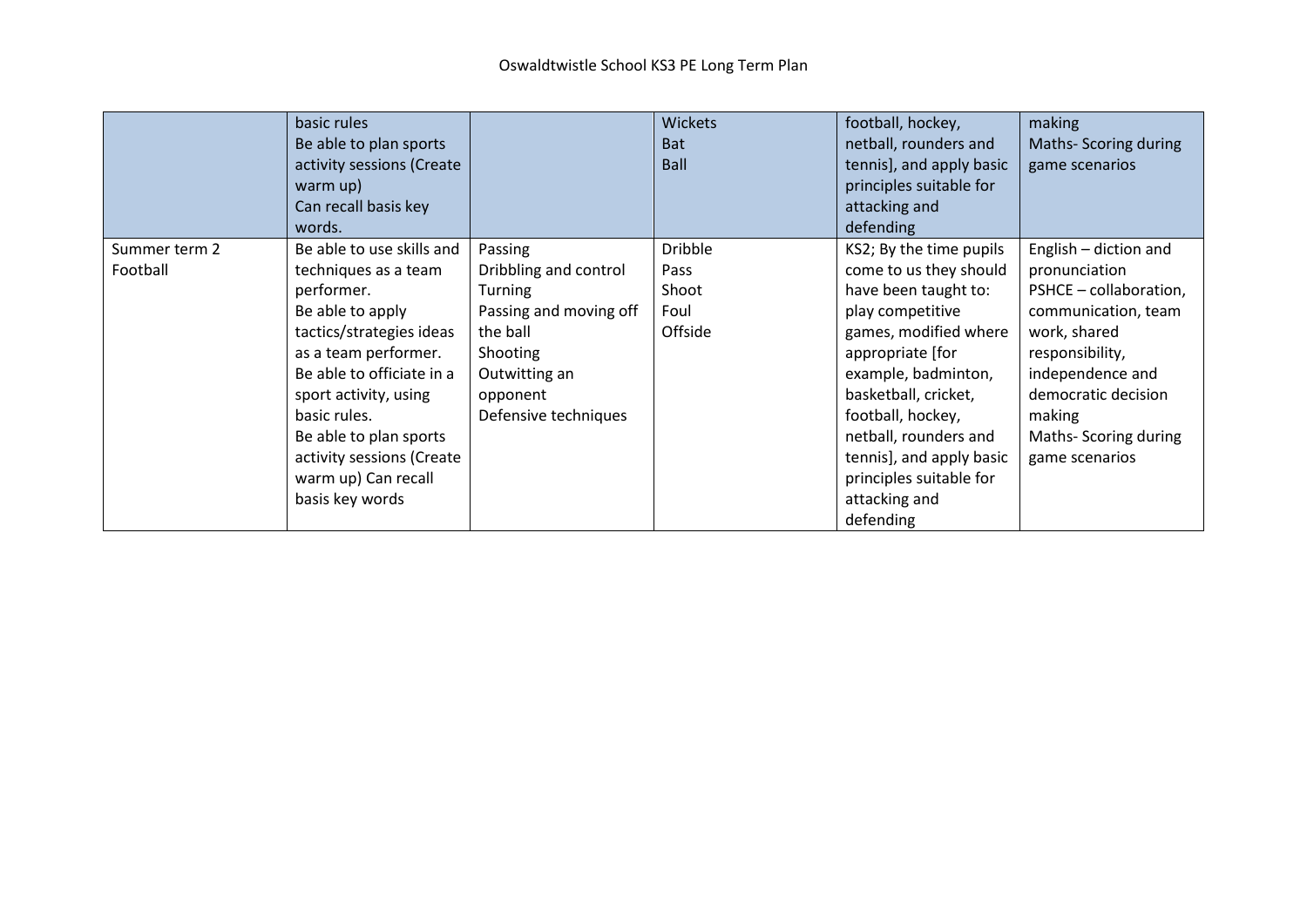| | | | | | |
|---|---|---|---|---|---|
| | basic rules<br>Be able to plan sports activity sessions (Create warm up)<br>Can recall basis key words. | | Wickets<br>Bat<br>Ball | football, hockey, netball, rounders and tennis], and apply basic principles suitable for attacking and defending | making<br>Maths- Scoring during game scenarios |
| Summer term 2<br>Football | Be able to use skills and techniques as a team performer.<br>Be able to apply tactics/strategies ideas as a team performer.<br>Be able to officiate in a sport activity, using basic rules.<br>Be able to plan sports activity sessions (Create warm up) Can recall basis key words | Passing<br>Dribbling and control<br>Turning<br>Passing and moving off the ball<br>Shooting<br>Outwitting an opponent<br>Defensive techniques | Dribble<br>Pass<br>Shoot<br>Foul<br>Offside | KS2; By the time pupils come to us they should have been taught to: play competitive games, modified where appropriate [for example, badminton, basketball, cricket, football, hockey, netball, rounders and tennis], and apply basic principles suitable for attacking and defending | English – diction and pronunciation<br>PSHCE – collaboration, communication, team work, shared responsibility, independence and democratic decision making<br>Maths- Scoring during game scenarios |